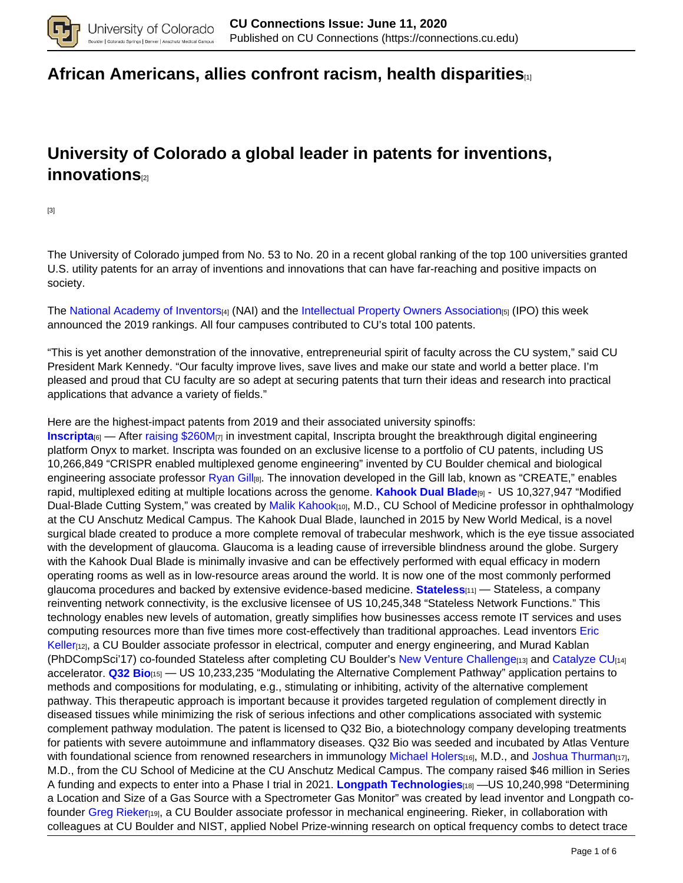## African Americans, allies confront racism, health disparities[1]

## University of Colorado a global leader in patents for inventions, innovations[2]

[3]

The University of Colorado jumped from No. 53 to No. 20 in a recent global ranking of the top 100 universities granted U.S. utility patents for an array of inventions and innovations that can have far-reaching and positive impacts on society.

The National Academy of Inventors[4] (NAI) and the Intellectual Property Owners Association[5] (IPO) this week announced the 2019 rankings. All four campuses contributed to CU's total 100 patents.

"This is yet another demonstration of the innovative, entrepreneurial spirit of faculty across the CU system," said CU President Mark Kennedy. "Our faculty improve lives, save lives and make our state and world a better place. I'm pleased and proud that CU faculty are so adept at securing patents that turn their ideas and research into practical applications that advance a variety of fields."

Here are the highest-impact patents from 2019 and their associated university spinoffs:
**Inscripta**[6] — After raising $260M[7] in investment capital, Inscripta brought the breakthrough digital engineering platform Onyx to market. Inscripta was founded on an exclusive license to a portfolio of CU patents, including US 10,266,849 "CRISPR enabled multiplexed genome engineering" invented by CU Boulder chemical and biological engineering associate professor Ryan Gill[8]. The innovation developed in the Gill lab, known as "CREATE," enables rapid, multiplexed editing at multiple locations across the genome. **Kahook Dual Blade**[9] - US 10,327,947 "Modified Dual-Blade Cutting System," was created by Malik Kahook[10], M.D., CU School of Medicine professor in ophthalmology at the CU Anschutz Medical Campus. The Kahook Dual Blade, launched in 2015 by New World Medical, is a novel surgical blade created to produce a more complete removal of trabecular meshwork, which is the eye tissue associated with the development of glaucoma. Glaucoma is a leading cause of irreversible blindness around the globe. Surgery with the Kahook Dual Blade is minimally invasive and can be effectively performed with equal efficacy in modern operating rooms as well as in low-resource areas around the world. It is now one of the most commonly performed glaucoma procedures and backed by extensive evidence-based medicine. **Stateless**[11] — Stateless, a company reinventing network connectivity, is the exclusive licensee of US 10,245,348 "Stateless Network Functions." This technology enables new levels of automation, greatly simplifies how businesses access remote IT services and uses computing resources more than five times more cost-effectively than traditional approaches. Lead inventors Eric Keller[12], a CU Boulder associate professor in electrical, computer and energy engineering, and Murad Kablan (PhDCompSci'17) co-founded Stateless after completing CU Boulder's New Venture Challenge[13] and Catalyze CU[14] accelerator. **Q32 Bio**[15] — US 10,233,235 "Modulating the Alternative Complement Pathway" application pertains to methods and compositions for modulating, e.g., stimulating or inhibiting, activity of the alternative complement pathway. This therapeutic approach is important because it provides targeted regulation of complement directly in diseased tissues while minimizing the risk of serious infections and other complications associated with systemic complement pathway modulation. The patent is licensed to Q32 Bio, a biotechnology company developing treatments for patients with severe autoimmune and inflammatory diseases. Q32 Bio was seeded and incubated by Atlas Venture with foundational science from renowned researchers in immunology Michael Holers[16], M.D., and Joshua Thurman[17], M.D., from the CU School of Medicine at the CU Anschutz Medical Campus. The company raised $46 million in Series A funding and expects to enter into a Phase I trial in 2021. **Longpath Technologies**[18] —US 10,240,998 "Determining a Location and Size of a Gas Source with a Spectrometer Gas Monitor" was created by lead inventor and Longpath co-founder Greg Rieker[19], a CU Boulder associate professor in mechanical engineering. Rieker, in collaboration with colleagues at CU Boulder and NIST, applied Nobel Prize-winning research on optical frequency combs to detect trace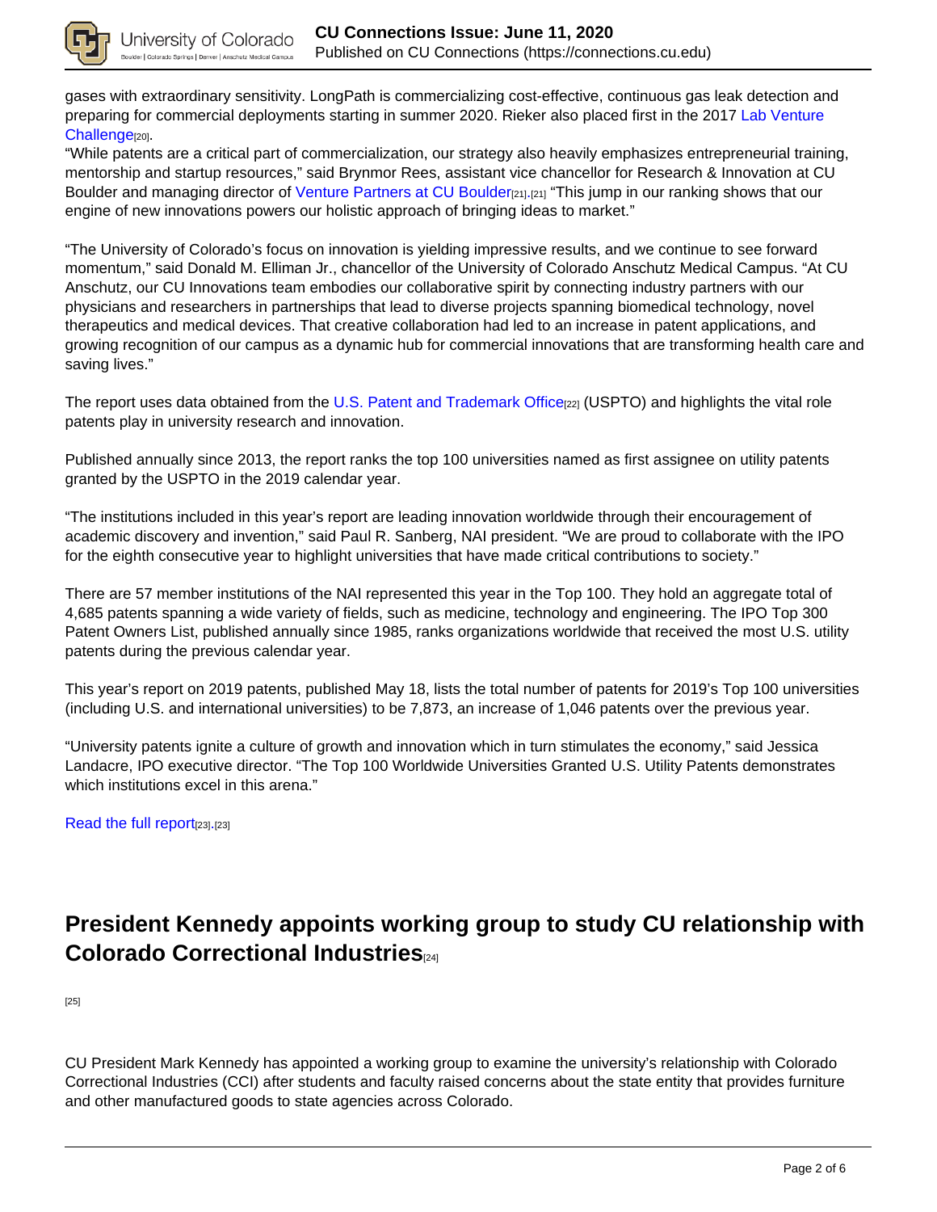gases with extraordinary sensitivity. LongPath is commercializing cost-effective, continuous gas leak detection and preparing for commercial deployments starting in summer 2020. Rieker also placed first in the 2017 Lab Venture Challenge[20].

"While patents are a critical part of commercialization, our strategy also heavily emphasizes entrepreneurial training, mentorship and startup resources," said Brynmor Rees, assistant vice chancellor for Research & Innovation at CU Boulder and managing director of Venture Partners at CU Boulder[21].[21] "This jump in our ranking shows that our engine of new innovations powers our holistic approach of bringing ideas to market."

"The University of Colorado's focus on innovation is yielding impressive results, and we continue to see forward momentum," said Donald M. Elliman Jr., chancellor of the University of Colorado Anschutz Medical Campus. "At CU Anschutz, our CU Innovations team embodies our collaborative spirit by connecting industry partners with our physicians and researchers in partnerships that lead to diverse projects spanning biomedical technology, novel therapeutics and medical devices. That creative collaboration had led to an increase in patent applications, and growing recognition of our campus as a dynamic hub for commercial innovations that are transforming health care and saving lives."

The report uses data obtained from the U.S. Patent and Trademark Office[22] (USPTO) and highlights the vital role patents play in university research and innovation.

Published annually since 2013, the report ranks the top 100 universities named as first assignee on utility patents granted by the USPTO in the 2019 calendar year.

"The institutions included in this year's report are leading innovation worldwide through their encouragement of academic discovery and invention," said Paul R. Sanberg, NAI president. "We are proud to collaborate with the IPO for the eighth consecutive year to highlight universities that have made critical contributions to society."

There are 57 member institutions of the NAI represented this year in the Top 100. They hold an aggregate total of 4,685 patents spanning a wide variety of fields, such as medicine, technology and engineering. The IPO Top 300 Patent Owners List, published annually since 1985, ranks organizations worldwide that received the most U.S. utility patents during the previous calendar year.

This year's report on 2019 patents, published May 18, lists the total number of patents for 2019's Top 100 universities (including U.S. and international universities) to be 7,873, an increase of 1,046 patents over the previous year.

"University patents ignite a culture of growth and innovation which in turn stimulates the economy," said Jessica Landacre, IPO executive director. "The Top 100 Worldwide Universities Granted U.S. Utility Patents demonstrates which institutions excel in this arena."

Read the full report[23].[23]

## President Kennedy appoints working group to study CU relationship with Colorado Correctional Industries[24]

[25]

CU President Mark Kennedy has appointed a working group to examine the university's relationship with Colorado Correctional Industries (CCI) after students and faculty raised concerns about the state entity that provides furniture and other manufactured goods to state agencies across Colorado.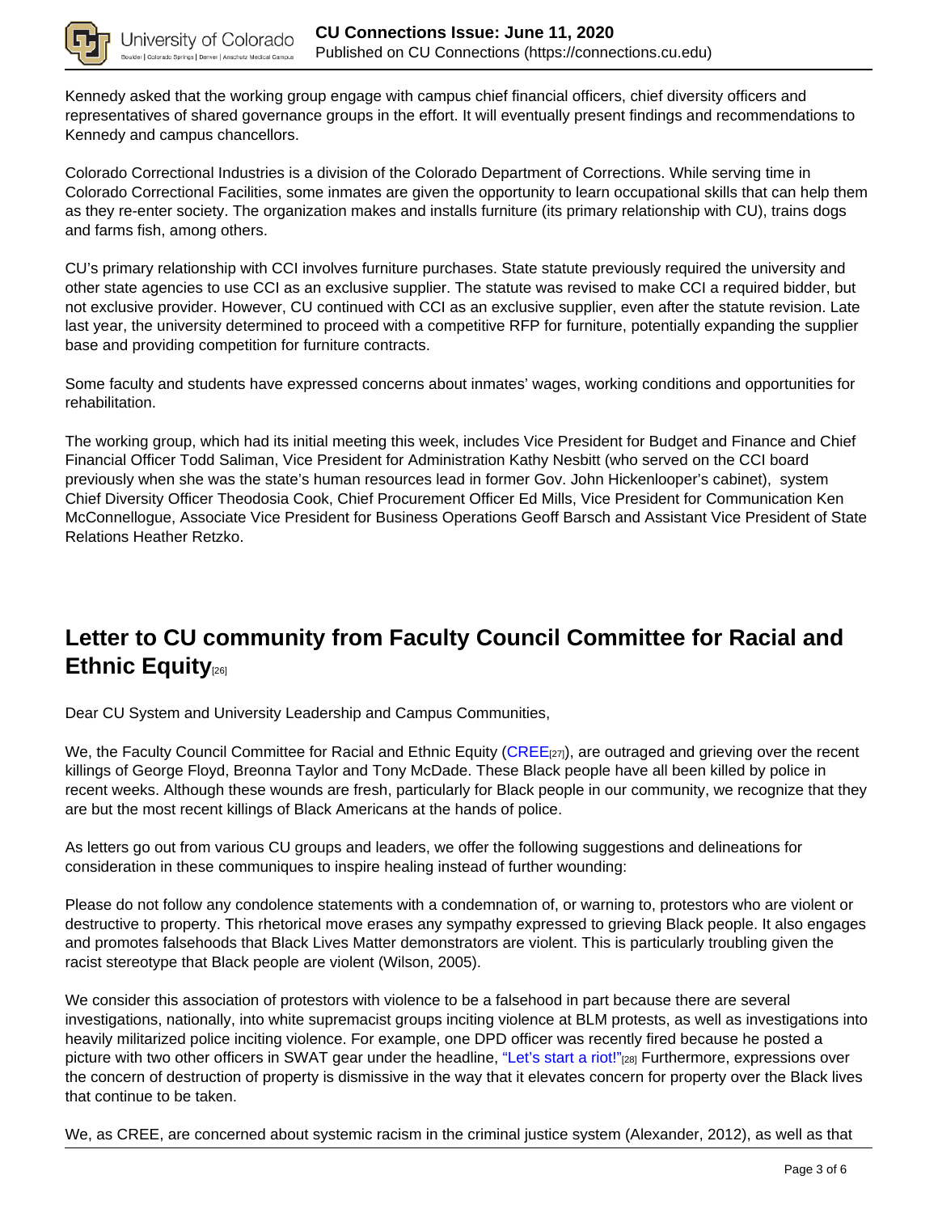Kennedy asked that the working group engage with campus chief financial officers, chief diversity officers and representatives of shared governance groups in the effort. It will eventually present findings and recommendations to Kennedy and campus chancellors.

Colorado Correctional Industries is a division of the Colorado Department of Corrections. While serving time in Colorado Correctional Facilities, some inmates are given the opportunity to learn occupational skills that can help them as they re-enter society. The organization makes and installs furniture (its primary relationship with CU), trains dogs and farms fish, among others.

CU's primary relationship with CCI involves furniture purchases. State statute previously required the university and other state agencies to use CCI as an exclusive supplier. The statute was revised to make CCI a required bidder, but not exclusive provider. However, CU continued with CCI as an exclusive supplier, even after the statute revision. Late last year, the university determined to proceed with a competitive RFP for furniture, potentially expanding the supplier base and providing competition for furniture contracts.

Some faculty and students have expressed concerns about inmates' wages, working conditions and opportunities for rehabilitation.

The working group, which had its initial meeting this week, includes Vice President for Budget and Finance and Chief Financial Officer Todd Saliman, Vice President for Administration Kathy Nesbitt (who served on the CCI board previously when she was the state's human resources lead in former Gov. John Hickenlooper's cabinet), system Chief Diversity Officer Theodosia Cook, Chief Procurement Officer Ed Mills, Vice President for Communication Ken McConnellogue, Associate Vice President for Business Operations Geoff Barsch and Assistant Vice President of State Relations Heather Retzko.

## Letter to CU community from Faculty Council Committee for Racial and Ethnic Equity[26]

Dear CU System and University Leadership and Campus Communities,

We, the Faculty Council Committee for Racial and Ethnic Equity (CREE[27]), are outraged and grieving over the recent killings of George Floyd, Breonna Taylor and Tony McDade. These Black people have all been killed by police in recent weeks. Although these wounds are fresh, particularly for Black people in our community, we recognize that they are but the most recent killings of Black Americans at the hands of police.

As letters go out from various CU groups and leaders, we offer the following suggestions and delineations for consideration in these communiques to inspire healing instead of further wounding:

Please do not follow any condolence statements with a condemnation of, or warning to, protestors who are violent or destructive to property. This rhetorical move erases any sympathy expressed to grieving Black people. It also engages and promotes falsehoods that Black Lives Matter demonstrators are violent. This is particularly troubling given the racist stereotype that Black people are violent (Wilson, 2005).

We consider this association of protestors with violence to be a falsehood in part because there are several investigations, nationally, into white supremacist groups inciting violence at BLM protests, as well as investigations into heavily militarized police inciting violence. For example, one DPD officer was recently fired because he posted a picture with two other officers in SWAT gear under the headline, "Let's start a riot!"[28] Furthermore, expressions over the concern of destruction of property is dismissive in the way that it elevates concern for property over the Black lives that continue to be taken.

We, as CREE, are concerned about systemic racism in the criminal justice system (Alexander, 2012), as well as that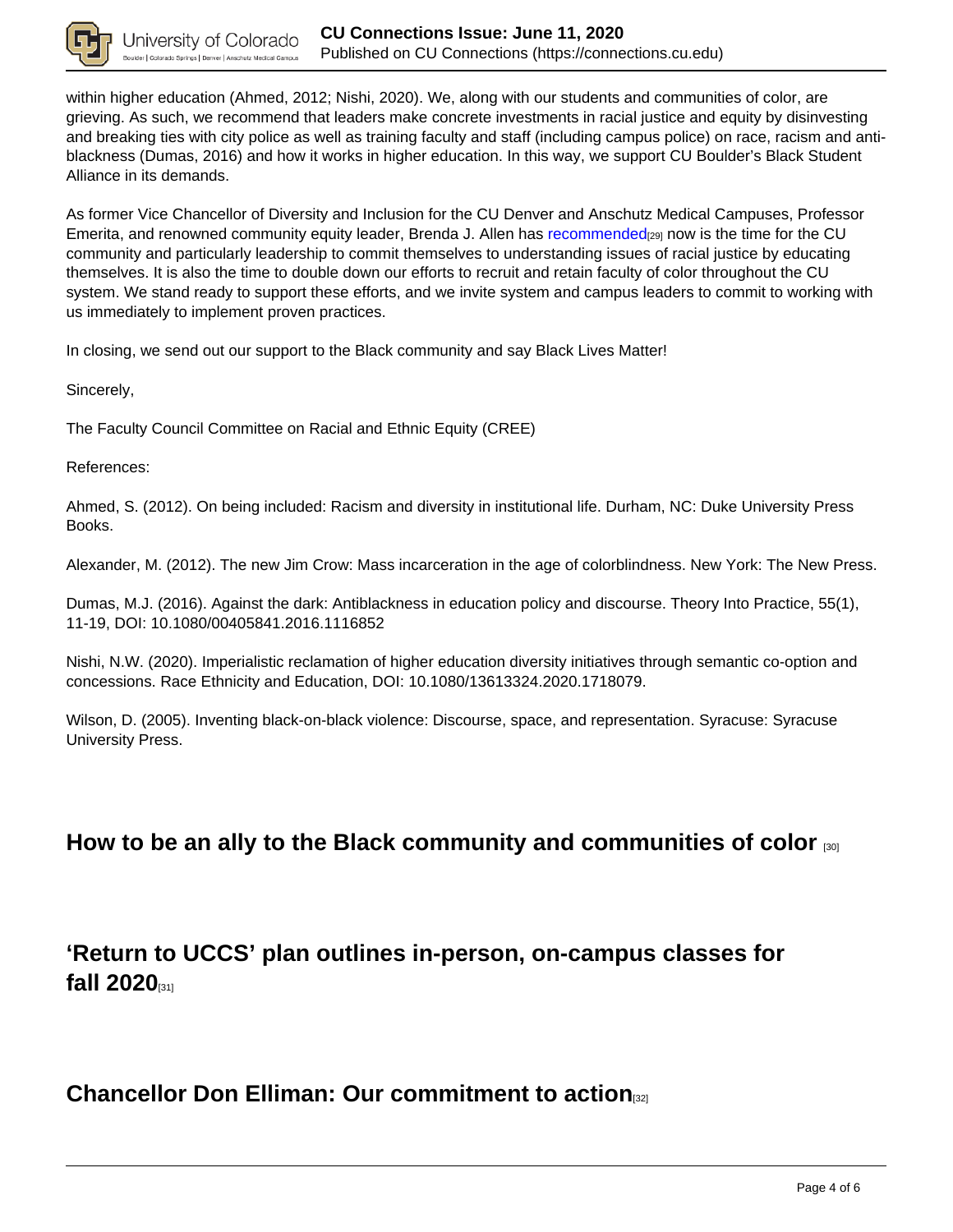within higher education (Ahmed, 2012; Nishi, 2020). We, along with our students and communities of color, are grieving. As such, we recommend that leaders make concrete investments in racial justice and equity by disinvesting and breaking ties with city police as well as training faculty and staff (including campus police) on race, racism and anti-blackness (Dumas, 2016) and how it works in higher education. In this way, we support CU Boulder's Black Student Alliance in its demands.

As former Vice Chancellor of Diversity and Inclusion for the CU Denver and Anschutz Medical Campuses, Professor Emerita, and renowned community equity leader, Brenda J. Allen has recommended[29] now is the time for the CU community and particularly leadership to commit themselves to understanding issues of racial justice by educating themselves. It is also the time to double down our efforts to recruit and retain faculty of color throughout the CU system. We stand ready to support these efforts, and we invite system and campus leaders to commit to working with us immediately to implement proven practices.

In closing, we send out our support to the Black community and say Black Lives Matter!

Sincerely,

The Faculty Council Committee on Racial and Ethnic Equity (CREE)

References:

Ahmed, S. (2012). On being included: Racism and diversity in institutional life. Durham, NC: Duke University Press Books.

Alexander, M. (2012). The new Jim Crow: Mass incarceration in the age of colorblindness. New York: The New Press.

Dumas, M.J. (2016). Against the dark: Antiblackness in education policy and discourse. Theory Into Practice, 55(1), 11-19, DOI: 10.1080/00405841.2016.1116852

Nishi, N.W. (2020). Imperialistic reclamation of higher education diversity initiatives through semantic co-option and concessions. Race Ethnicity and Education, DOI: 10.1080/13613324.2020.1718079.

Wilson, D. (2005). Inventing black-on-black violence: Discourse, space, and representation. Syracuse: Syracuse University Press.

## How to be an ally to the Black community and communities of color [30]

## 'Return to UCCS' plan outlines in-person, on-campus classes for fall 2020[31]

## Chancellor Don Elliman: Our commitment to action[32]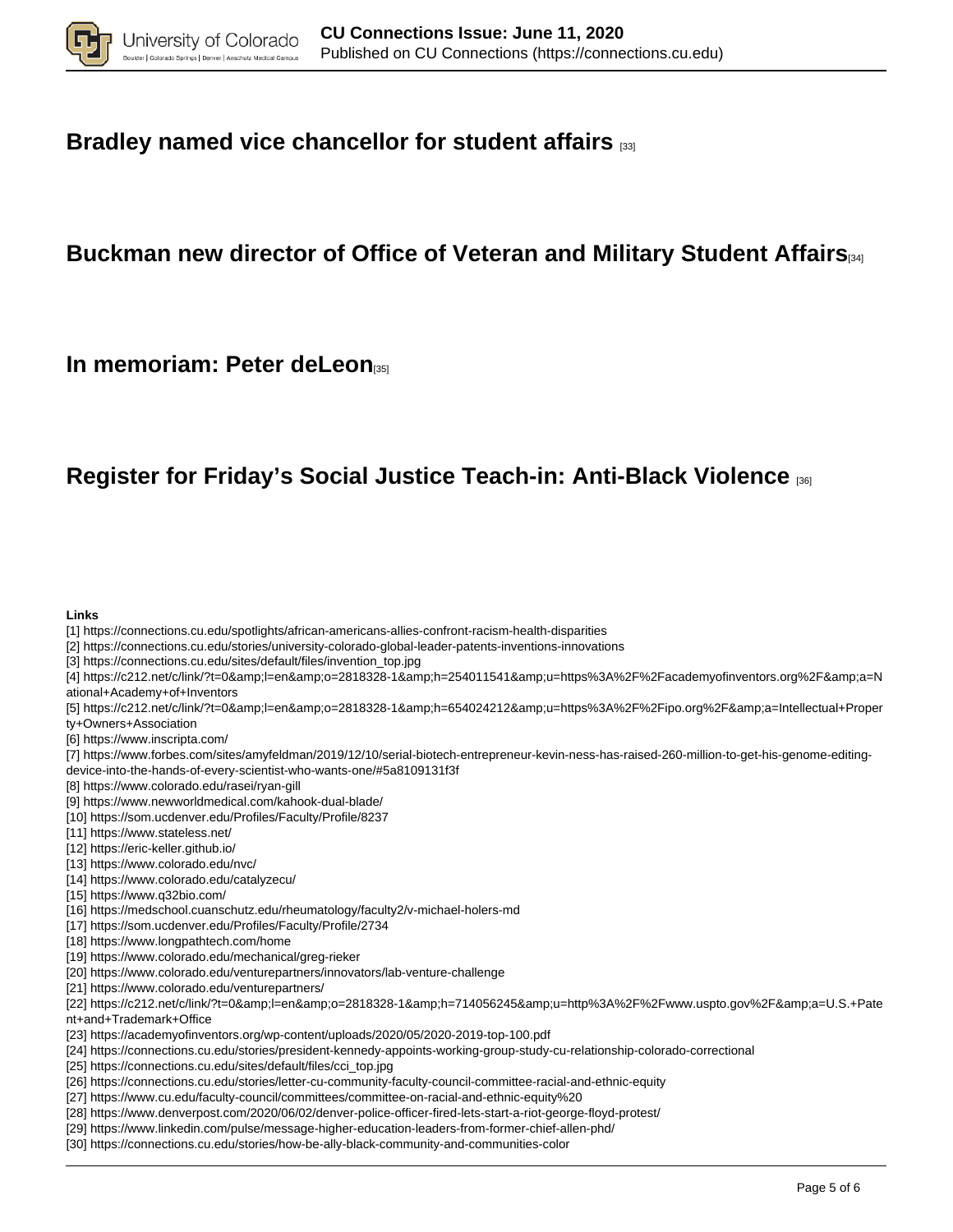## Bradley named vice chancellor for student affairs [33]

## Buckman new director of Office of Veteran and Military Student Affairs[34]

## In memoriam: Peter deLeon[35]

## Register for Friday's Social Justice Teach-in: Anti-Black Violence [36]

**Links**

[1] https://connections.cu.edu/spotlights/african-americans-allies-confront-racism-health-disparities
[2] https://connections.cu.edu/stories/university-colorado-global-leader-patents-inventions-innovations
[3] https://connections.cu.edu/sites/default/files/invention_top.jpg
[4] https://c212.net/c/link/?t=0&amp;l=en&amp;o=2818328-1&amp;h=254011541&amp;u=https%3A%2F%2Facademyofinventors.org%2F&amp;a=National+Academy+of+Inventors
[5] https://c212.net/c/link/?t=0&amp;l=en&amp;o=2818328-1&amp;h=654024212&amp;u=https%3A%2F%2Fipo.org%2F&amp;a=Intellectual+Property+Owners+Association
[6] https://www.inscripta.com/
[7] https://www.forbes.com/sites/amyfeldman/2019/12/10/serial-biotech-entrepreneur-kevin-ness-has-raised-260-million-to-get-his-genome-editing-device-into-the-hands-of-every-scientist-who-wants-one/#5a8109131f3f
[8] https://www.colorado.edu/rasei/ryan-gill
[9] https://www.newworldmedical.com/kahook-dual-blade/
[10] https://som.ucdenver.edu/Profiles/Faculty/Profile/8237
[11] https://www.stateless.net/
[12] https://eric-keller.github.io/
[13] https://www.colorado.edu/nvc/
[14] https://www.colorado.edu/catalyzecu/
[15] https://www.q32bio.com/
[16] https://medschool.cuanschutz.edu/rheumatology/faculty2/v-michael-holers-md
[17] https://som.ucdenver.edu/Profiles/Faculty/Profile/2734
[18] https://www.longpathtech.com/home
[19] https://www.colorado.edu/mechanical/greg-rieker
[20] https://www.colorado.edu/venturepartners/innovators/lab-venture-challenge
[21] https://www.colorado.edu/venturepartners/
[22] https://c212.net/c/link/?t=0&amp;l=en&amp;o=2818328-1&amp;h=714056245&amp;u=http%3A%2F%2Fwww.uspto.gov%2F&amp;a=U.S.+Patent+and+Trademark+Office
[23] https://academyofinventors.org/wp-content/uploads/2020/05/2020-2019-top-100.pdf
[24] https://connections.cu.edu/stories/president-kennedy-appoints-working-group-study-cu-relationship-colorado-correctional
[25] https://connections.cu.edu/sites/default/files/cci_top.jpg
[26] https://connections.cu.edu/stories/letter-cu-community-faculty-council-committee-racial-and-ethnic-equity
[27] https://www.cu.edu/faculty-council/committees/committee-on-racial-and-ethnic-equity%20
[28] https://www.denverpost.com/2020/06/02/denver-police-officer-fired-lets-start-a-riot-george-floyd-protest/
[29] https://www.linkedin.com/pulse/message-higher-education-leaders-from-former-chief-allen-phd/
[30] https://connections.cu.edu/stories/how-be-ally-black-community-and-communities-color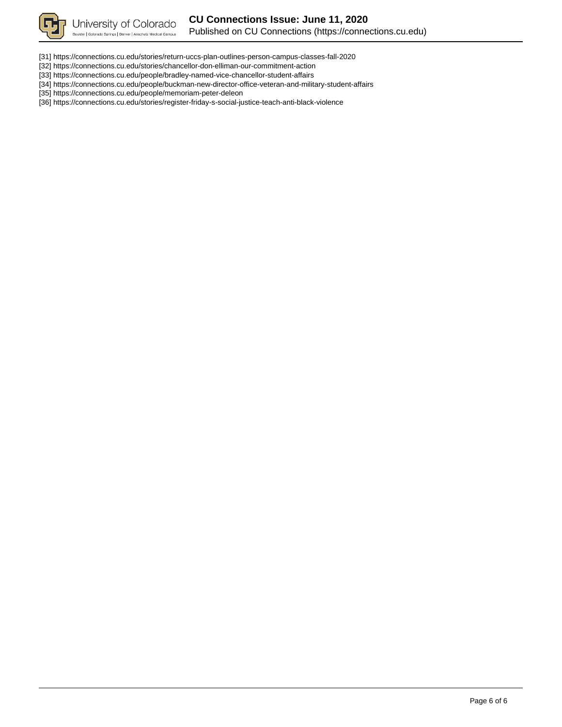[31] https://connections.cu.edu/stories/return-uccs-plan-outlines-person-campus-classes-fall-2020
[32] https://connections.cu.edu/stories/chancellor-don-elliman-our-commitment-action
[33] https://connections.cu.edu/people/bradley-named-vice-chancellor-student-affairs
[34] https://connections.cu.edu/people/buckman-new-director-office-veteran-and-military-student-affairs
[35] https://connections.cu.edu/people/memoriam-peter-deleon
[36] https://connections.cu.edu/stories/register-friday-s-social-justice-teach-anti-black-violence